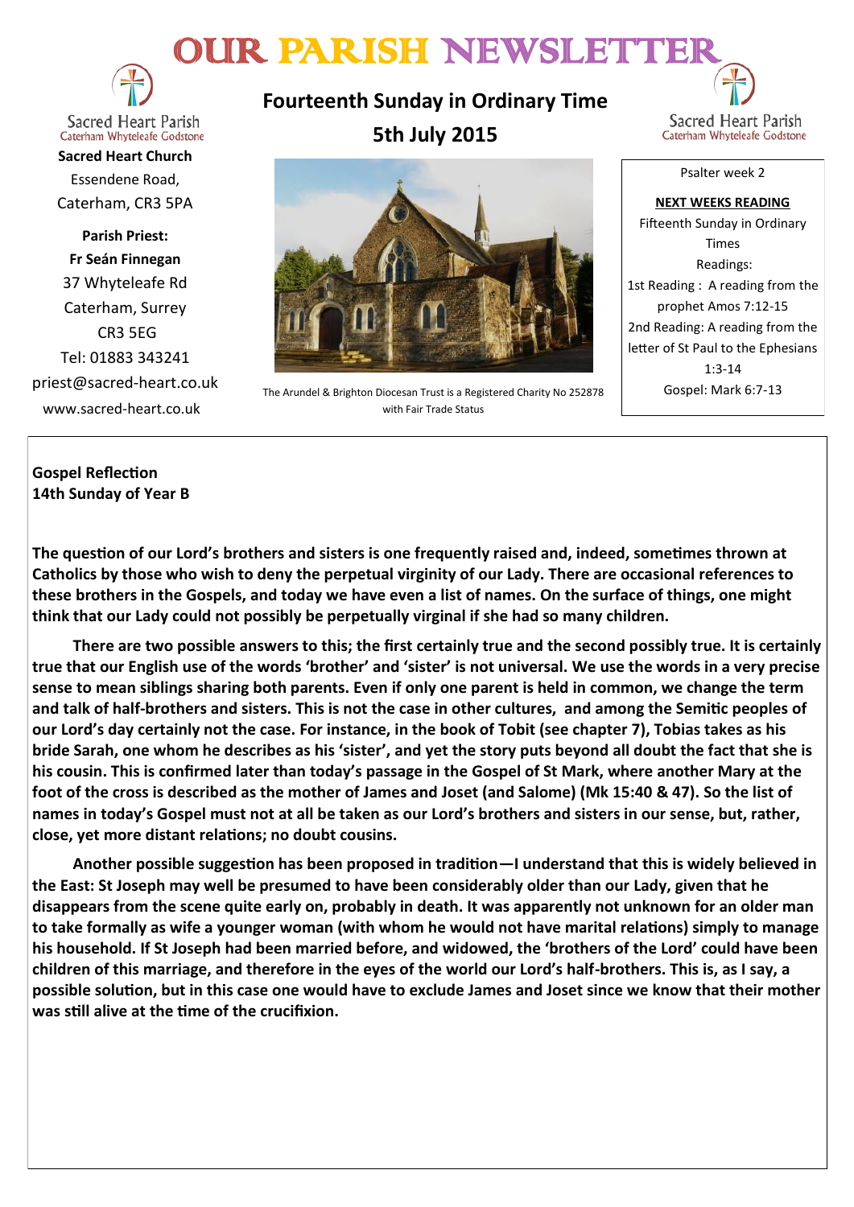# OUR PARISH NEWSLETTER

Sacred Heart Parish
Caterham Whyteleafe Godstone

**Sacred Heart Church**
Essendene Road,
Caterham, CR3 5PA

**Parish Priest:**
**Fr Seán Finnegan**
37 Whyteleafe Rd
Caterham, Surrey
CR3 5EG
Tel: 01883 343241
priest@sacred-heart.co.uk
www.sacred-heart.co.uk

## Fourteenth Sunday in Ordinary Time
## 5th July 2015

The Arundel & Brighton Diocesan Trust is a Registered Charity No 252878 with Fair Trade Status

Psalter week 2

**NEXT WEEKS READING**
Fifteenth Sunday in Ordinary Times
Readings:
1st Reading : A reading from the prophet Amos 7:12-15
2nd Reading: A reading from the letter of St Paul to the Ephesians 1:3-14
Gospel: Mark 6:7-13

**Gospel Reflection**
**14th Sunday of Year B**

**The question of our Lord's brothers and sisters is one frequently raised and, indeed, sometimes thrown at Catholics by those who wish to deny the perpetual virginity of our Lady. There are occasional references to these brothers in the Gospels, and today we have even a list of names. On the surface of things, one might think that our Lady could not possibly be perpetually virginal if she had so many children.**

**There are two possible answers to this; the first certainly true and the second possibly true. It is certainly true that our English use of the words 'brother' and 'sister' is not universal. We use the words in a very precise sense to mean siblings sharing both parents. Even if only one parent is held in common, we change the term and talk of half-brothers and sisters. This is not the case in other cultures, and among the Semitic peoples of our Lord's day certainly not the case. For instance, in the book of Tobit (see chapter 7), Tobias takes as his bride Sarah, one whom he describes as his 'sister', and yet the story puts beyond all doubt the fact that she is his cousin. This is confirmed later than today's passage in the Gospel of St Mark, where another Mary at the foot of the cross is described as the mother of James and Joset (and Salome) (Mk 15:40 & 47). So the list of names in today's Gospel must not at all be taken as our Lord's brothers and sisters in our sense, but, rather, close, yet more distant relations; no doubt cousins.**

**Another possible suggestion has been proposed in tradition—I understand that this is widely believed in the East: St Joseph may well be presumed to have been considerably older than our Lady, given that he disappears from the scene quite early on, probably in death. It was apparently not unknown for an older man to take formally as wife a younger woman (with whom he would not have marital relations) simply to manage his household. If St Joseph had been married before, and widowed, the 'brothers of the Lord' could have been children of this marriage, and therefore in the eyes of the world our Lord's half-brothers. This is, as I say, a possible solution, but in this case one would have to exclude James and Joset since we know that their mother was still alive at the time of the crucifixion.**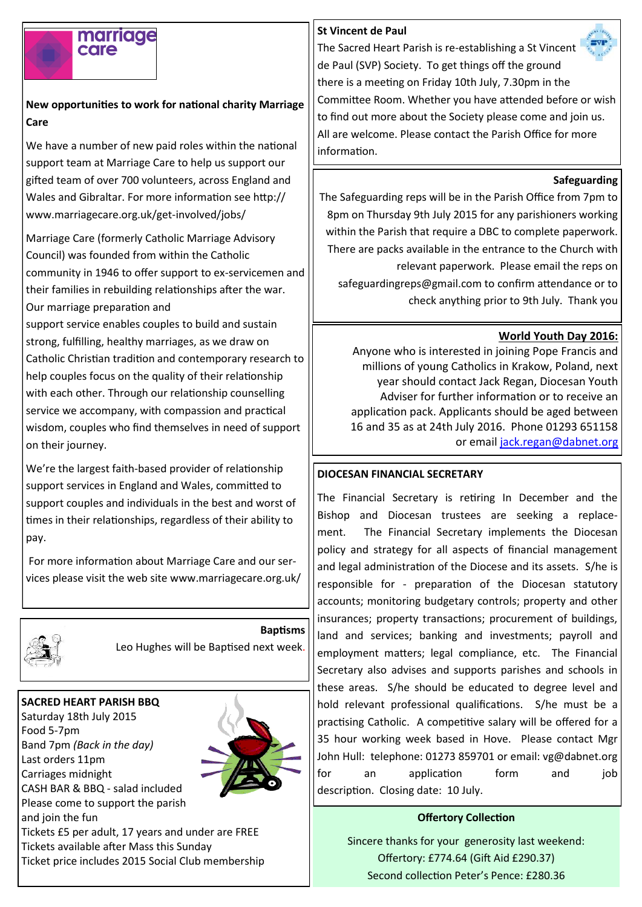## New opportunities to work for national charity Marriage Care

We have a number of new paid roles within the national support team at Marriage Care to help us support our gifted team of over 700 volunteers, across England and Wales and Gibraltar. For more information see http://www.marriagecare.org.uk/get-involved/jobs/

Marriage Care (formerly Catholic Marriage Advisory Council) was founded from within the Catholic community in 1946 to offer support to ex-servicemen and their families in rebuilding relationships after the war. Our marriage preparation and support service enables couples to build and sustain strong, fulfilling, healthy marriages, as we draw on Catholic Christian tradition and contemporary research to help couples focus on the quality of their relationship with each other. Through our relationship counselling service we accompany, with compassion and practical wisdom, couples who find themselves in need of support on their journey.

We're the largest faith-based provider of relationship support services in England and Wales, committed to support couples and individuals in the best and worst of times in their relationships, regardless of their ability to pay.

For more information about Marriage Care and our services please visit the web site www.marriagecare.org.uk/

## Baptisms

Leo Hughes will be Baptised next week.

## SACRED HEART PARISH BBQ

Saturday 18th July 2015
Food 5-7pm
Band 7pm *(Back in the day)*
Last orders 11pm
Carriages midnight
CASH BAR & BBQ - salad included
Please come to support the parish and join the fun
Tickets £5 per adult, 17 years and under are FREE
Tickets available after Mass this Sunday
Ticket price includes 2015 Social Club membership

## St Vincent de Paul

The Sacred Heart Parish is re-establishing a St Vincent de Paul (SVP) Society. To get things off the ground there is a meeting on Friday 10th July, 7.30pm in the Committee Room. Whether you have attended before or wish to find out more about the Society please come and join us. All are welcome. Please contact the Parish Office for more information.

## Safeguarding

The Safeguarding reps will be in the Parish Office from 7pm to 8pm on Thursday 9th July 2015 for any parishioners working within the Parish that require a DBC to complete paperwork. There are packs available in the entrance to the Church with relevant paperwork. Please email the reps on safeguardingreps@gmail.com to confirm attendance or to check anything prior to 9th July. Thank you

## World Youth Day 2016:

Anyone who is interested in joining Pope Francis and millions of young Catholics in Krakow, Poland, next year should contact Jack Regan, Diocesan Youth Adviser for further information or to receive an application pack. Applicants should be aged between 16 and 35 as at 24th July 2016. Phone 01293 651158 or email jack.regan@dabnet.org

## DIOCESAN FINANCIAL SECRETARY

The Financial Secretary is retiring In December and the Bishop and Diocesan trustees are seeking a replacement. The Financial Secretary implements the Diocesan policy and strategy for all aspects of financial management and legal administration of the Diocese and its assets. S/he is responsible for - preparation of the Diocesan statutory accounts; monitoring budgetary controls; property and other insurances; property transactions; procurement of buildings, land and services; banking and investments; payroll and employment matters; legal compliance, etc. The Financial Secretary also advises and supports parishes and schools in these areas. S/he should be educated to degree level and hold relevant professional qualifications. S/he must be a practising Catholic. A competitive salary will be offered for a 35 hour working week based in Hove. Please contact Mgr John Hull: telephone: 01273 859701 or email: vg@dabnet.org for an application form and job description. Closing date: 10 July.

## Offertory Collection

Sincere thanks for your generosity last weekend:
Offertory: £774.64 (Gift Aid £290.37)
Second collection Peter's Pence: £280.36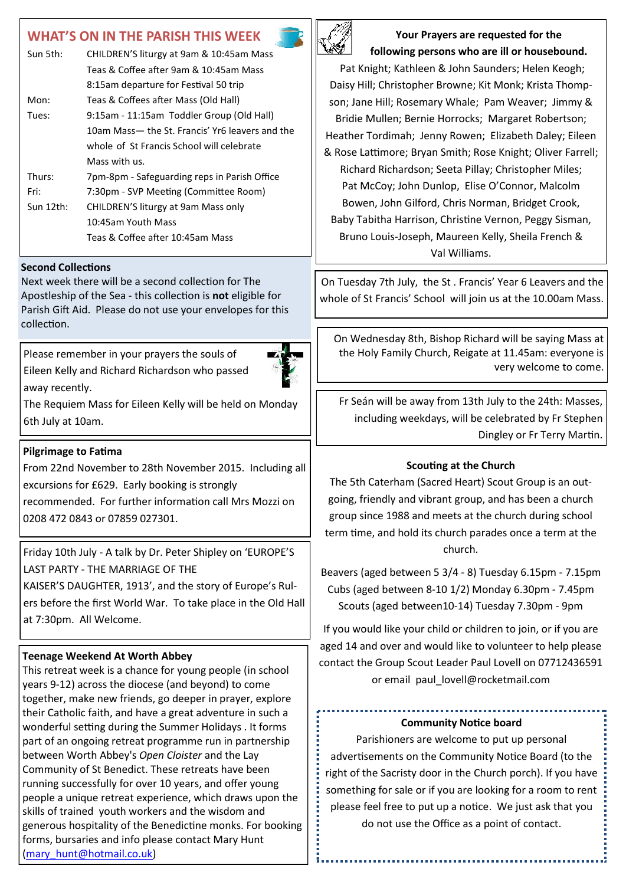## WHAT'S ON IN THE PARISH THIS WEEK

| | |
|---|---|
| Sun 5th: | CHILDREN'S liturgy at 9am & 10:45am Mass<br>Teas & Coffee after 9am & 10:45am Mass<br>8:15am departure for Festival 50 trip |
| Mon: | Teas & Coffees after Mass (Old Hall) |
| Tues: | 9:15am - 11:15am Toddler Group (Old Hall)<br>10am Mass— the St. Francis' Yr6 leavers and the whole of St Francis School will celebrate Mass with us. |
| Thurs: | 7pm-8pm - Safeguarding reps in Parish Office |
| Fri: | 7:30pm - SVP Meeting (Committee Room) |
| Sun 12th: | CHILDREN'S liturgy at 9am Mass only<br>10:45am Youth Mass<br>Teas & Coffee after 10:45am Mass |

**Second Collections**

Next week there will be a second collection for The Apostleship of the Sea - this collection is **not** eligible for Parish Gift Aid. Please do not use your envelopes for this collection.

Please remember in your prayers the souls of Eileen Kelly and Richard Richardson who passed away recently.

The Requiem Mass for Eileen Kelly will be held on Monday 6th July at 10am.

**Pilgrimage to Fatima**

From 22nd November to 28th November 2015. Including all excursions for £629. Early booking is strongly recommended. For further information call Mrs Mozzi on 0208 472 0843 or 07859 027301.

Friday 10th July - A talk by Dr. Peter Shipley on 'EUROPE'S LAST PARTY - THE MARRIAGE OF THE KAISER'S DAUGHTER, 1913', and the story of Europe's Rulers before the first World War. To take place in the Old Hall at 7:30pm. All Welcome.

**Teenage Weekend At Worth Abbey**

This retreat week is a chance for young people (in school years 9-12) across the diocese (and beyond) to come together, make new friends, go deeper in prayer, explore their Catholic faith, and have a great adventure in such a wonderful setting during the Summer Holidays . It forms part of an ongoing retreat programme run in partnership between Worth Abbey's *Open Cloister* and the Lay Community of St Benedict. These retreats have been running successfully for over 10 years, and offer young people a unique retreat experience, which draws upon the skills of trained youth workers and the wisdom and generous hospitality of the Benedictine monks. For booking forms, bursaries and info please contact Mary Hunt (mary_hunt@hotmail.co.uk)

**Your Prayers are requested for the following persons who are ill or housebound.**

Pat Knight; Kathleen & John Saunders; Helen Keogh; Daisy Hill; Christopher Browne; Kit Monk; Krista Thompson; Jane Hill; Rosemary Whale; Pam Weaver; Jimmy & Bridie Mullen; Bernie Horrocks; Margaret Robertson; Heather Tordimah; Jenny Rowen; Elizabeth Daley; Eileen & Rose Lattimore; Bryan Smith; Rose Knight; Oliver Farrell; Richard Richardson; Seeta Pillay; Christopher Miles; Pat McCoy; John Dunlop, Elise O'Connor, Malcolm Bowen, John Gilford, Chris Norman, Bridget Crook, Baby Tabitha Harrison, Christine Vernon, Peggy Sisman, Bruno Louis-Joseph, Maureen Kelly, Sheila French & Val Williams.

On Tuesday 7th July, the St . Francis' Year 6 Leavers and the whole of St Francis' School will join us at the 10.00am Mass.

On Wednesday 8th, Bishop Richard will be saying Mass at the Holy Family Church, Reigate at 11.45am: everyone is very welcome to come.

Fr Seán will be away from 13th July to the 24th: Masses, including weekdays, will be celebrated by Fr Stephen Dingley or Fr Terry Martin.

**Scouting at the Church**

The 5th Caterham (Sacred Heart) Scout Group is an outgoing, friendly and vibrant group, and has been a church group since 1988 and meets at the church during school term time, and hold its church parades once a term at the church.

Beavers (aged between 5 3/4 - 8) Tuesday 6.15pm - 7.15pm
Cubs (aged between 8-10 1/2) Monday 6.30pm - 7.45pm
Scouts (aged between10-14) Tuesday 7.30pm - 9pm

If you would like your child or children to join, or if you are aged 14 and over and would like to volunteer to help please contact the Group Scout Leader Paul Lovell on 07712436591 or email paul_lovell@rocketmail.com

**Community Notice board**

Parishioners are welcome to put up personal advertisements on the Community Notice Board (to the right of the Sacristy door in the Church porch). If you have something for sale or if you are looking for a room to rent please feel free to put up a notice. We just ask that you do not use the Office as a point of contact.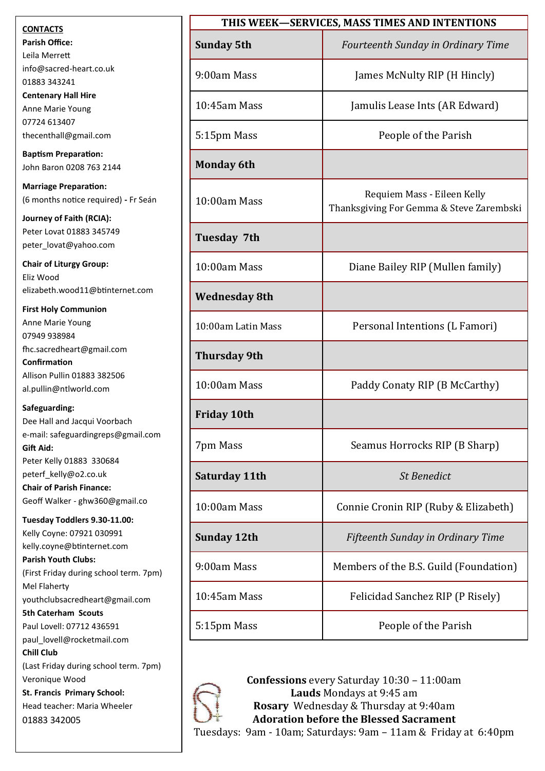**CONTACTS**

**Parish Office:**
Leila Merrett
info@sacred-heart.co.uk
01883 343241

**Centenary Hall Hire**
Anne Marie Young
07724 613407
thecenthall@gmail.com

**Baptism Preparation:**
John Baron 0208 763 2144

**Marriage Preparation:**
(6 months notice required) - Fr Seán

**Journey of Faith (RCIA):**
Peter Lovat 01883 345749
peter_lovat@yahoo.com

**Chair of Liturgy Group:**
Eliz Wood
elizabeth.wood11@btinternet.com

**First Holy Communion**
Anne Marie Young
07949 938984
fhc.sacredheart@gmail.com

**Confirmation**
Allison Pullin 01883 382506
al.pullin@ntlworld.com

**Safeguarding:**
Dee Hall and Jacqui Voorbach
e-mail: safeguardingreps@gmail.com

**Gift Aid:**
Peter Kelly 01883 330684
peterf_kelly@o2.co.uk

**Chair of Parish Finance:**
Geoff Walker - ghw360@gmail.co

**Tuesday Toddlers 9.30-11.00:**
Kelly Coyne: 07921 030991
kelly.coyne@btinternet.com

**Parish Youth Clubs:**
(First Friday during school term. 7pm)
Mel Flaherty
youthclubsacredheart@gmail.com

**5th Caterham Scouts**
Paul Lovell: 07712 436591
paul_lovell@rocketmail.com

**Chill Club**
(Last Friday during school term. 7pm)
Veronique Wood

**St. Francis Primary School:**
Head teacher: Maria Wheeler
01883 342005

## THIS WEEK—SERVICES, MASS TIMES AND INTENTIONS

| | |
|---|---|
| **Sunday 5th** | *Fourteenth Sunday in Ordinary Time* |
| 9:00am Mass | James McNulty RIP (H Hincly) |
| 10:45am Mass | Jamulis Lease Ints (AR Edward) |
| 5:15pm Mass | People of the Parish |
| **Monday 6th** | |
| 10:00am Mass | Requiem Mass - Eileen Kelly<br>Thanksgiving For Gemma & Steve Zarembski |
| **Tuesday 7th** | |
| 10:00am Mass | Diane Bailey RIP (Mullen family) |
| **Wednesday 8th** | |
| 10:00am Latin Mass | Personal Intentions (L Famori) |
| **Thursday 9th** | |
| 10:00am Mass | Paddy Conaty RIP (B McCarthy) |
| **Friday 10th** | |
| 7pm Mass | Seamus Horrocks RIP (B Sharp) |
| **Saturday 11th** | *St Benedict* |
| 10:00am Mass | Connie Cronin RIP (Ruby & Elizabeth) |
| **Sunday 12th** | *Fifteenth Sunday in Ordinary Time* |
| 9:00am Mass | Members of the B.S. Guild (Foundation) |
| 10:45am Mass | Felicidad Sanchez RIP (P Risely) |
| 5:15pm Mass | People of the Parish |

**Confessions** every Saturday 10:30 – 11:00am
**Lauds** Mondays at 9:45 am
**Rosary** Wednesday & Thursday at 9:40am
**Adoration before the Blessed Sacrament**
Tuesdays: 9am - 10am; Saturdays: 9am – 11am & Friday at 6:40pm